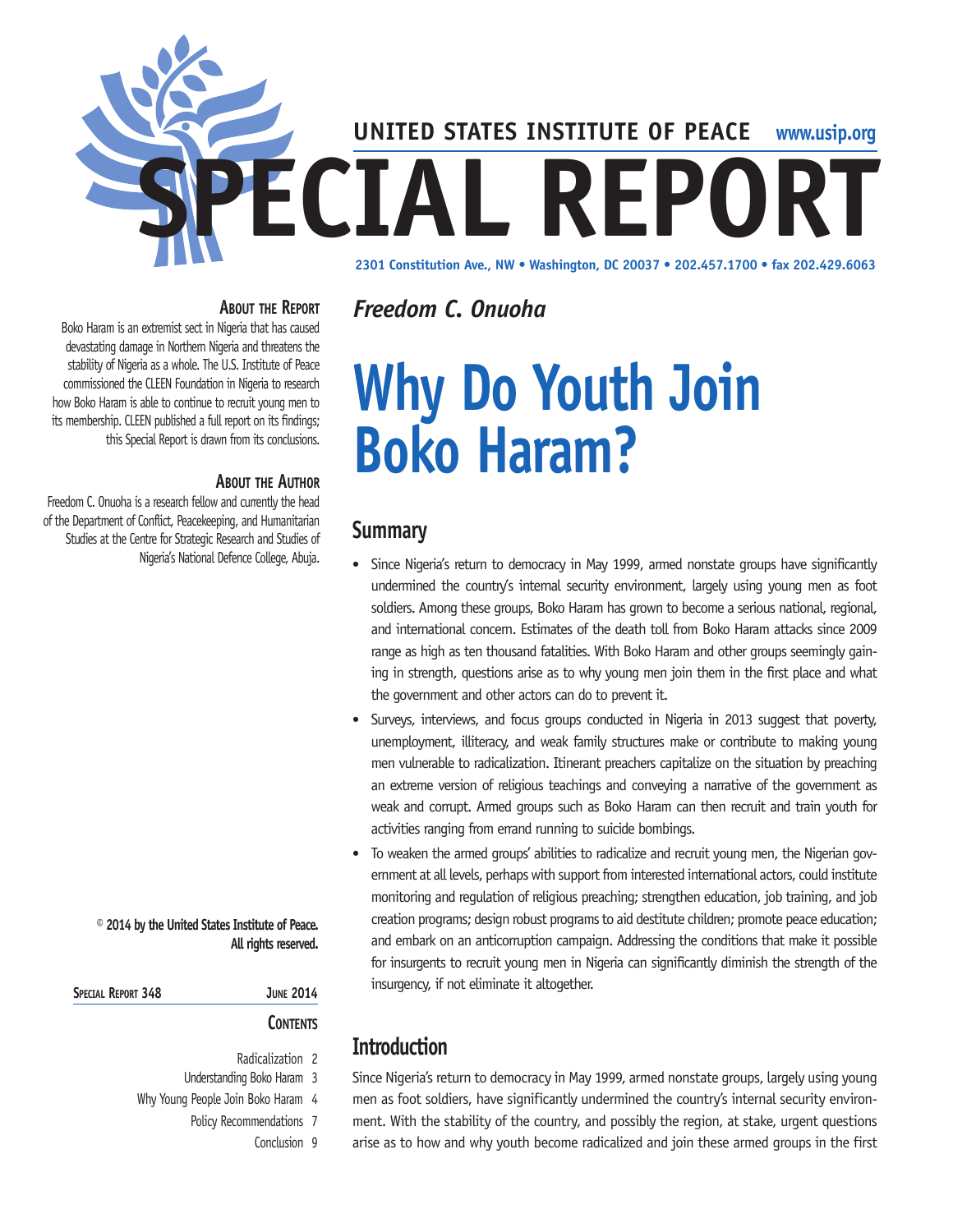UNITED STATES INSTITUTE OF PEACE www.usip.org

# SPECIAL REPORT

2301 Constitution Ave., NW • Washington, DC 20037 • 202.457.1700 • fax 202.429.6063

*Freedom C. Onuoha*

# Why Do Youth Join Boko Haram?

## Summary

- Since Nigeria's return to democracy in May 1999, armed nonstate groups have significantly undermined the country's internal security environment, largely using young men as foot soldiers. Among these groups, Boko Haram has grown to become a serious national, regional, and international concern. Estimates of the death toll from Boko Haram attacks since 2009 range as high as ten thousand fatalities. With Boko Haram and other groups seemingly gaining in strength, questions arise as to why young men join them in the first place and what the government and other actors can do to prevent it.
- Surveys, interviews, and focus groups conducted in Nigeria in 2013 suggest that poverty, unemployment, illiteracy, and weak family structures make or contribute to making young men vulnerable to radicalization. Itinerant preachers capitalize on the situation by preaching an extreme version of religious teachings and conveying a narrative of the government as weak and corrupt. Armed groups such as Boko Haram can then recruit and train youth for activities ranging from errand running to suicide bombings.
- To weaken the armed groups' abilities to radicalize and recruit young men, the Nigerian government at all levels, perhaps with support from interested international actors, could institute monitoring and regulation of religious preaching; strengthen education, job training, and job creation programs; design robust programs to aid destitute children; promote peace education; and embark on an anticorruption campaign. Addressing the conditions that make it possible for insurgents to recruit young men in Nigeria can significantly diminish the strength of the insurgency, if not eliminate it altogether.

## Introduction

Since Nigeria's return to democracy in May 1999, armed nonstate groups, largely using young men as foot soldiers, have significantly undermined the country's internal security environment. With the stability of the country, and possibly the region, at stake, urgent questions arise as to how and why youth become radicalized and join these armed groups in the first

### About the Report

Boko Haram is an extremist sect in Nigeria that has caused devastating damage in Northern Nigeria and threatens the stability of Nigeria as a whole. The U.S. Institute of Peace commissioned the CLEEN Foundation in Nigeria to research how Boko Haram is able to continue to recruit young men to its membership. CLEEN published a full report on its findings; this Special Report is drawn from its conclusions.

### About the Author

Freedom C. Onuoha is a research fellow and currently the head of the Department of Conflict, Peacekeeping, and Humanitarian Studies at the Centre for Strategic Research and Studies of Nigeria's National Defence College, Abuja.

**© 2014 by the United States Institute of Peace. All rights reserved.**

**Special Report 348** — **June 2014**

### Contents

- Radicalization 2
- Understanding Boko Haram 3
- Why Young People Join Boko Haram 4
- Policy Recommendations 7
- Conclusion 9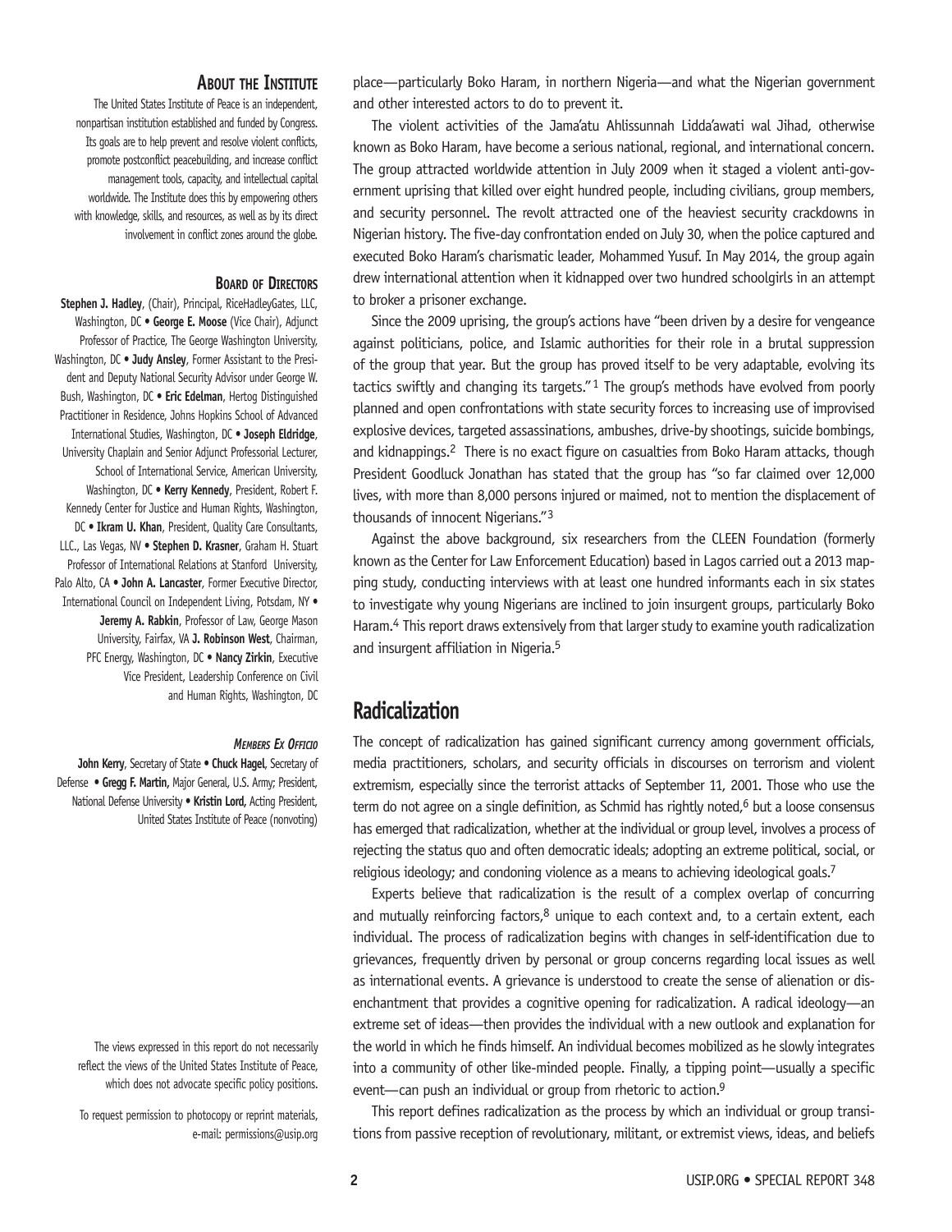## About the Institute

The United States Institute of Peace is an independent, nonpartisan institution established and funded by Congress. Its goals are to help prevent and resolve violent conflicts, promote postconflict peacebuilding, and increase conflict management tools, capacity, and intellectual capital worldwide. The Institute does this by empowering others with knowledge, skills, and resources, as well as by its direct involvement in conflict zones around the globe.

### Board of Directors

**Stephen J. Hadley**, (Chair), Principal, RiceHadleyGates, LLC, Washington, DC • **George E. Moose** (Vice Chair), Adjunct Professor of Practice, The George Washington University, Washington, DC • **Judy Ansley**, Former Assistant to the President and Deputy National Security Advisor under George W. Bush, Washington, DC • **Eric Edelman**, Hertog Distinguished Practitioner in Residence, Johns Hopkins School of Advanced International Studies, Washington, DC • **Joseph Eldridge**, University Chaplain and Senior Adjunct Professorial Lecturer, School of International Service, American University, Washington, DC • **Kerry Kennedy**, President, Robert F. Kennedy Center for Justice and Human Rights, Washington, DC • **Ikram U. Khan**, President, Quality Care Consultants, LLC., Las Vegas, NV • **Stephen D. Krasner**, Graham H. Stuart Professor of International Relations at Stanford University, Palo Alto, CA • **John A. Lancaster**, Former Executive Director, International Council on Independent Living, Potsdam, NY • **Jeremy A. Rabkin**, Professor of Law, George Mason University, Fairfax, VA **J. Robinson West**, Chairman, PFC Energy, Washington, DC • **Nancy Zirkin**, Executive Vice President, Leadership Conference on Civil and Human Rights, Washington, DC

#### *Members Ex Officio*

**John Kerry**, Secretary of State • **Chuck Hagel**, Secretary of Defense • **Gregg F. Martin**, Major General, U.S. Army; President, National Defense University • **Kristin Lord**, Acting President, United States Institute of Peace (nonvoting)

The views expressed in this report do not necessarily reflect the views of the United States Institute of Peace, which does not advocate specific policy positions.

To request permission to photocopy or reprint materials, e-mail: permissions@usip.org

place—particularly Boko Haram, in northern Nigeria—and what the Nigerian government and other interested actors to do to prevent it.

The violent activities of the Jama'atu Ahlissunnah Lidda'awati wal Jihad, otherwise known as Boko Haram, have become a serious national, regional, and international concern. The group attracted worldwide attention in July 2009 when it staged a violent anti-government uprising that killed over eight hundred people, including civilians, group members, and security personnel. The revolt attracted one of the heaviest security crackdowns in Nigerian history. The five-day confrontation ended on July 30, when the police captured and executed Boko Haram's charismatic leader, Mohammed Yusuf. In May 2014, the group again drew international attention when it kidnapped over two hundred schoolgirls in an attempt to broker a prisoner exchange.

Since the 2009 uprising, the group's actions have "been driven by a desire for vengeance against politicians, police, and Islamic authorities for their role in a brutal suppression of the group that year. But the group has proved itself to be very adaptable, evolving its tactics swiftly and changing its targets."[1] The group's methods have evolved from poorly planned and open confrontations with state security forces to increasing use of improvised explosive devices, targeted assassinations, ambushes, drive-by shootings, suicide bombings, and kidnappings.[2] There is no exact figure on casualties from Boko Haram attacks, though President Goodluck Jonathan has stated that the group has "so far claimed over 12,000 lives, with more than 8,000 persons injured or maimed, not to mention the displacement of thousands of innocent Nigerians."[3]

Against the above background, six researchers from the CLEEN Foundation (formerly known as the Center for Law Enforcement Education) based in Lagos carried out a 2013 mapping study, conducting interviews with at least one hundred informants each in six states to investigate why young Nigerians are inclined to join insurgent groups, particularly Boko Haram.[4] This report draws extensively from that larger study to examine youth radicalization and insurgent affiliation in Nigeria.[5]

## Radicalization

The concept of radicalization has gained significant currency among government officials, media practitioners, scholars, and security officials in discourses on terrorism and violent extremism, especially since the terrorist attacks of September 11, 2001. Those who use the term do not agree on a single definition, as Schmid has rightly noted,[6] but a loose consensus has emerged that radicalization, whether at the individual or group level, involves a process of rejecting the status quo and often democratic ideals; adopting an extreme political, social, or religious ideology; and condoning violence as a means to achieving ideological goals.[7]

Experts believe that radicalization is the result of a complex overlap of concurring and mutually reinforcing factors,[8] unique to each context and, to a certain extent, each individual. The process of radicalization begins with changes in self-identification due to grievances, frequently driven by personal or group concerns regarding local issues as well as international events. A grievance is understood to create the sense of alienation or disenchantment that provides a cognitive opening for radicalization. A radical ideology—an extreme set of ideas—then provides the individual with a new outlook and explanation for the world in which he finds himself. An individual becomes mobilized as he slowly integrates into a community of other like-minded people. Finally, a tipping point—usually a specific event—can push an individual or group from rhetoric to action.[9]

This report defines radicalization as the process by which an individual or group transitions from passive reception of revolutionary, militant, or extremist views, ideas, and beliefs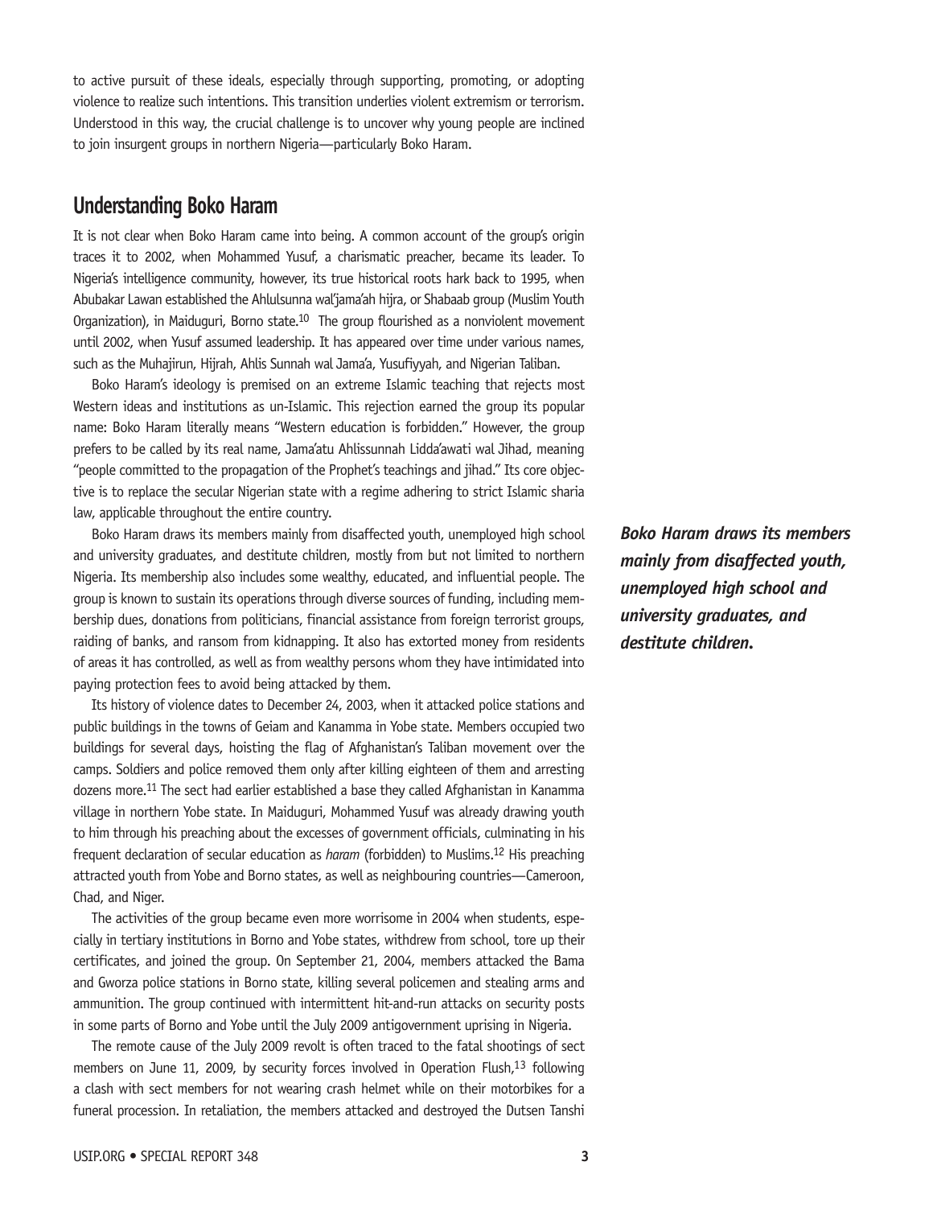to active pursuit of these ideals, especially through supporting, promoting, or adopting violence to realize such intentions. This transition underlies violent extremism or terrorism. Understood in this way, the crucial challenge is to uncover why young people are inclined to join insurgent groups in northern Nigeria—particularly Boko Haram.

## Understanding Boko Haram

It is not clear when Boko Haram came into being. A common account of the group's origin traces it to 2002, when Mohammed Yusuf, a charismatic preacher, became its leader. To Nigeria's intelligence community, however, its true historical roots hark back to 1995, when Abubakar Lawan established the Ahlulsunna wal'jama'ah hijra, or Shabaab group (Muslim Youth Organization), in Maiduguri, Borno state.[10] The group flourished as a nonviolent movement until 2002, when Yusuf assumed leadership. It has appeared over time under various names, such as the Muhajirun, Hijrah, Ahlis Sunnah wal Jama'a, Yusufiyyah, and Nigerian Taliban.

Boko Haram's ideology is premised on an extreme Islamic teaching that rejects most Western ideas and institutions as un-Islamic. This rejection earned the group its popular name: Boko Haram literally means "Western education is forbidden." However, the group prefers to be called by its real name, Jama'atu Ahlissunnah Lidda'awati wal Jihad, meaning "people committed to the propagation of the Prophet's teachings and jihad." Its core objective is to replace the secular Nigerian state with a regime adhering to strict Islamic sharia law, applicable throughout the entire country.

Boko Haram draws its members mainly from disaffected youth, unemployed high school and university graduates, and destitute children, mostly from but not limited to northern Nigeria. Its membership also includes some wealthy, educated, and influential people. The group is known to sustain its operations through diverse sources of funding, including membership dues, donations from politicians, financial assistance from foreign terrorist groups, raiding of banks, and ransom from kidnapping. It also has extorted money from residents of areas it has controlled, as well as from wealthy persons whom they have intimidated into paying protection fees to avoid being attacked by them.

***Boko Haram draws its members mainly from disaffected youth, unemployed high school and university graduates, and destitute children.***

Its history of violence dates to December 24, 2003, when it attacked police stations and public buildings in the towns of Geiam and Kanamma in Yobe state. Members occupied two buildings for several days, hoisting the flag of Afghanistan's Taliban movement over the camps. Soldiers and police removed them only after killing eighteen of them and arresting dozens more.[11] The sect had earlier established a base they called Afghanistan in Kanamma village in northern Yobe state. In Maiduguri, Mohammed Yusuf was already drawing youth to him through his preaching about the excesses of government officials, culminating in his frequent declaration of secular education as *haram* (forbidden) to Muslims.[12] His preaching attracted youth from Yobe and Borno states, as well as neighbouring countries—Cameroon, Chad, and Niger.

The activities of the group became even more worrisome in 2004 when students, especially in tertiary institutions in Borno and Yobe states, withdrew from school, tore up their certificates, and joined the group. On September 21, 2004, members attacked the Bama and Gworza police stations in Borno state, killing several policemen and stealing arms and ammunition. The group continued with intermittent hit-and-run attacks on security posts in some parts of Borno and Yobe until the July 2009 antigovernment uprising in Nigeria.

The remote cause of the July 2009 revolt is often traced to the fatal shootings of sect members on June 11, 2009, by security forces involved in Operation Flush,[13] following a clash with sect members for not wearing crash helmet while on their motorbikes for a funeral procession. In retaliation, the members attacked and destroyed the Dutsen Tanshi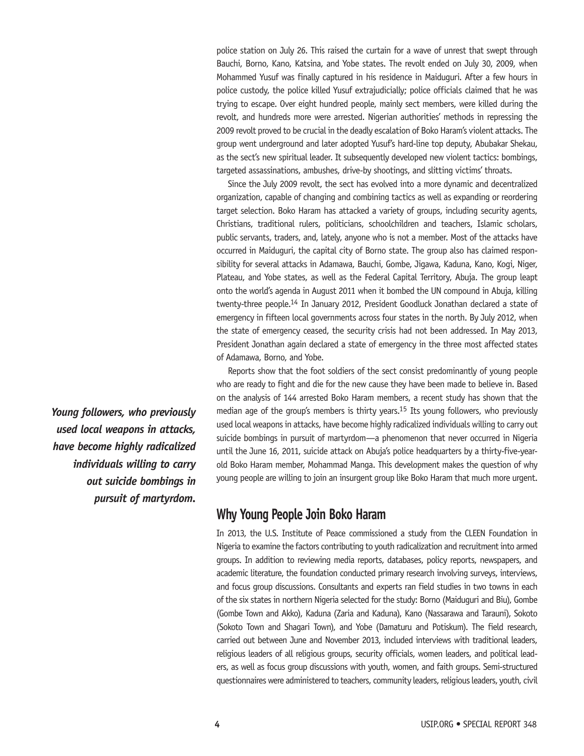police station on July 26. This raised the curtain for a wave of unrest that swept through Bauchi, Borno, Kano, Katsina, and Yobe states. The revolt ended on July 30, 2009, when Mohammed Yusuf was finally captured in his residence in Maiduguri. After a few hours in police custody, the police killed Yusuf extrajudicially; police officials claimed that he was trying to escape. Over eight hundred people, mainly sect members, were killed during the revolt, and hundreds more were arrested. Nigerian authorities' methods in repressing the 2009 revolt proved to be crucial in the deadly escalation of Boko Haram's violent attacks. The group went underground and later adopted Yusuf's hard-line top deputy, Abubakar Shekau, as the sect's new spiritual leader. It subsequently developed new violent tactics: bombings, targeted assassinations, ambushes, drive-by shootings, and slitting victims' throats.

Since the July 2009 revolt, the sect has evolved into a more dynamic and decentralized organization, capable of changing and combining tactics as well as expanding or reordering target selection. Boko Haram has attacked a variety of groups, including security agents, Christians, traditional rulers, politicians, schoolchildren and teachers, Islamic scholars, public servants, traders, and, lately, anyone who is not a member. Most of the attacks have occurred in Maiduguri, the capital city of Borno state. The group also has claimed responsibility for several attacks in Adamawa, Bauchi, Gombe, Jigawa, Kaduna, Kano, Kogi, Niger, Plateau, and Yobe states, as well as the Federal Capital Territory, Abuja. The group leapt onto the world's agenda in August 2011 when it bombed the UN compound in Abuja, killing twenty-three people.[14] In January 2012, President Goodluck Jonathan declared a state of emergency in fifteen local governments across four states in the north. By July 2012, when the state of emergency ceased, the security crisis had not been addressed. In May 2013, President Jonathan again declared a state of emergency in the three most affected states of Adamawa, Borno, and Yobe.

Reports show that the foot soldiers of the sect consist predominantly of young people who are ready to fight and die for the new cause they have been made to believe in. Based on the analysis of 144 arrested Boko Haram members, a recent study has shown that the median age of the group's members is thirty years.[15] Its young followers, who previously used local weapons in attacks, have become highly radicalized individuals willing to carry out suicide bombings in pursuit of martyrdom—a phenomenon that never occurred in Nigeria until the June 16, 2011, suicide attack on Abuja's police headquarters by a thirty-five-year-old Boko Haram member, Mohammad Manga. This development makes the question of why young people are willing to join an insurgent group like Boko Haram that much more urgent.

***Young followers, who previously used local weapons in attacks, have become highly radicalized individuals willing to carry out suicide bombings in pursuit of martyrdom.***

## Why Young People Join Boko Haram

In 2013, the U.S. Institute of Peace commissioned a study from the CLEEN Foundation in Nigeria to examine the factors contributing to youth radicalization and recruitment into armed groups. In addition to reviewing media reports, databases, policy reports, newspapers, and academic literature, the foundation conducted primary research involving surveys, interviews, and focus group discussions. Consultants and experts ran field studies in two towns in each of the six states in northern Nigeria selected for the study: Borno (Maiduguri and Biu), Gombe (Gombe Town and Akko), Kaduna (Zaria and Kaduna), Kano (Nassarawa and Tarauni), Sokoto (Sokoto Town and Shagari Town), and Yobe (Damaturu and Potiskum). The field research, carried out between June and November 2013, included interviews with traditional leaders, religious leaders of all religious groups, security officials, women leaders, and political leaders, as well as focus group discussions with youth, women, and faith groups. Semi-structured questionnaires were administered to teachers, community leaders, religious leaders, youth, civil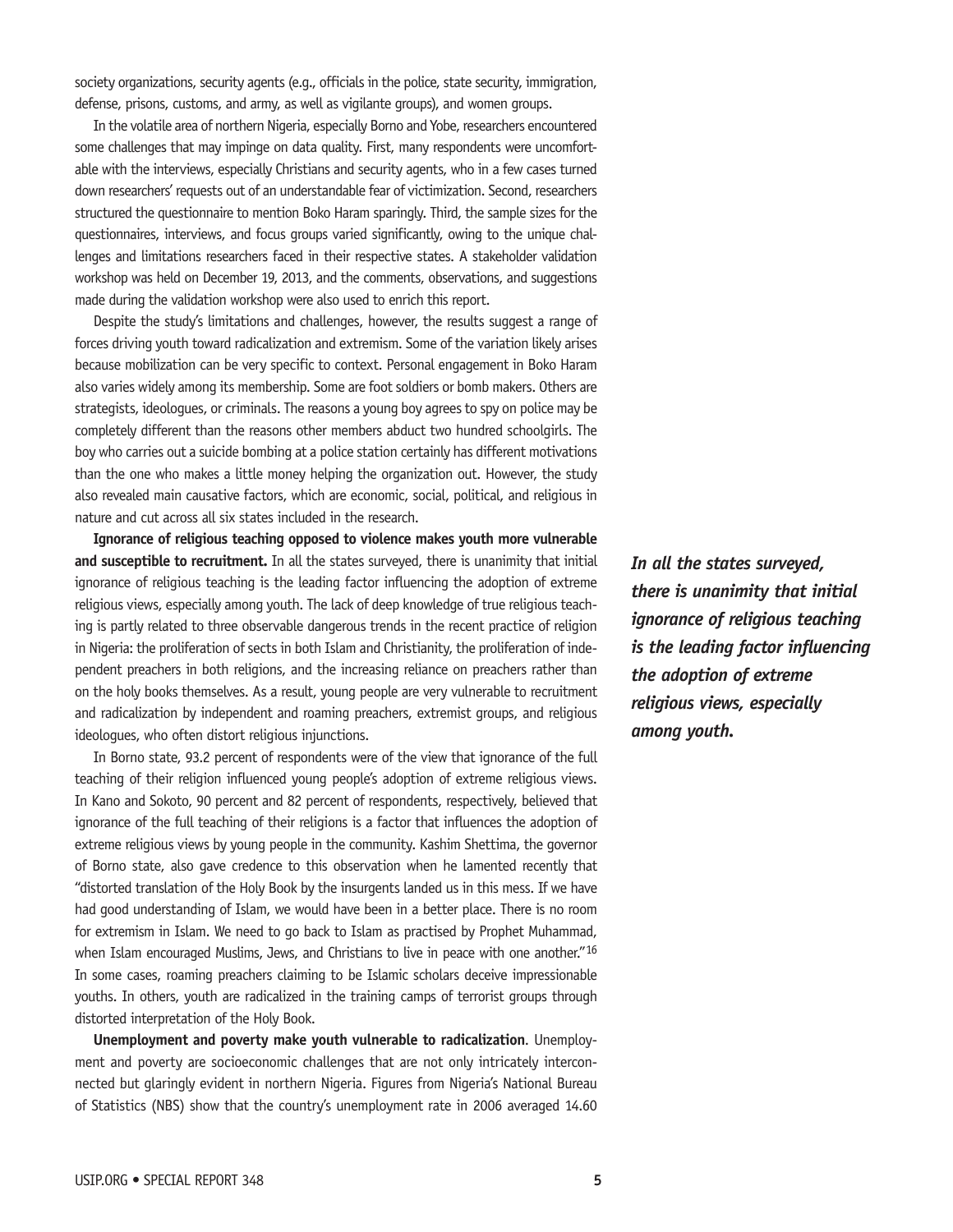society organizations, security agents (e.g., officials in the police, state security, immigration, defense, prisons, customs, and army, as well as vigilante groups), and women groups.

In the volatile area of northern Nigeria, especially Borno and Yobe, researchers encountered some challenges that may impinge on data quality. First, many respondents were uncomfortable with the interviews, especially Christians and security agents, who in a few cases turned down researchers' requests out of an understandable fear of victimization. Second, researchers structured the questionnaire to mention Boko Haram sparingly. Third, the sample sizes for the questionnaires, interviews, and focus groups varied significantly, owing to the unique challenges and limitations researchers faced in their respective states. A stakeholder validation workshop was held on December 19, 2013, and the comments, observations, and suggestions made during the validation workshop were also used to enrich this report.

Despite the study's limitations and challenges, however, the results suggest a range of forces driving youth toward radicalization and extremism. Some of the variation likely arises because mobilization can be very specific to context. Personal engagement in Boko Haram also varies widely among its membership. Some are foot soldiers or bomb makers. Others are strategists, ideologues, or criminals. The reasons a young boy agrees to spy on police may be completely different than the reasons other members abduct two hundred schoolgirls. The boy who carries out a suicide bombing at a police station certainly has different motivations than the one who makes a little money helping the organization out. However, the study also revealed main causative factors, which are economic, social, political, and religious in nature and cut across all six states included in the research.

**Ignorance of religious teaching opposed to violence makes youth more vulnerable and susceptible to recruitment.** In all the states surveyed, there is unanimity that initial ignorance of religious teaching is the leading factor influencing the adoption of extreme religious views, especially among youth. The lack of deep knowledge of true religious teaching is partly related to three observable dangerous trends in the recent practice of religion in Nigeria: the proliferation of sects in both Islam and Christianity, the proliferation of independent preachers in both religions, and the increasing reliance on preachers rather than on the holy books themselves. As a result, young people are very vulnerable to recruitment and radicalization by independent and roaming preachers, extremist groups, and religious ideologues, who often distort religious injunctions.

*In all the states surveyed, there is unanimity that initial ignorance of religious teaching is the leading factor influencing the adoption of extreme religious views, especially among youth.*

In Borno state, 93.2 percent of respondents were of the view that ignorance of the full teaching of their religion influenced young people's adoption of extreme religious views. In Kano and Sokoto, 90 percent and 82 percent of respondents, respectively, believed that ignorance of the full teaching of their religions is a factor that influences the adoption of extreme religious views by young people in the community. Kashim Shettima, the governor of Borno state, also gave credence to this observation when he lamented recently that "distorted translation of the Holy Book by the insurgents landed us in this mess. If we have had good understanding of Islam, we would have been in a better place. There is no room for extremism in Islam. We need to go back to Islam as practised by Prophet Muhammad, when Islam encouraged Muslims, Jews, and Christians to live in peace with one another."[16] In some cases, roaming preachers claiming to be Islamic scholars deceive impressionable youths. In others, youth are radicalized in the training camps of terrorist groups through distorted interpretation of the Holy Book.

**Unemployment and poverty make youth vulnerable to radicalization**. Unemployment and poverty are socioeconomic challenges that are not only intricately interconnected but glaringly evident in northern Nigeria. Figures from Nigeria's National Bureau of Statistics (NBS) show that the country's unemployment rate in 2006 averaged 14.60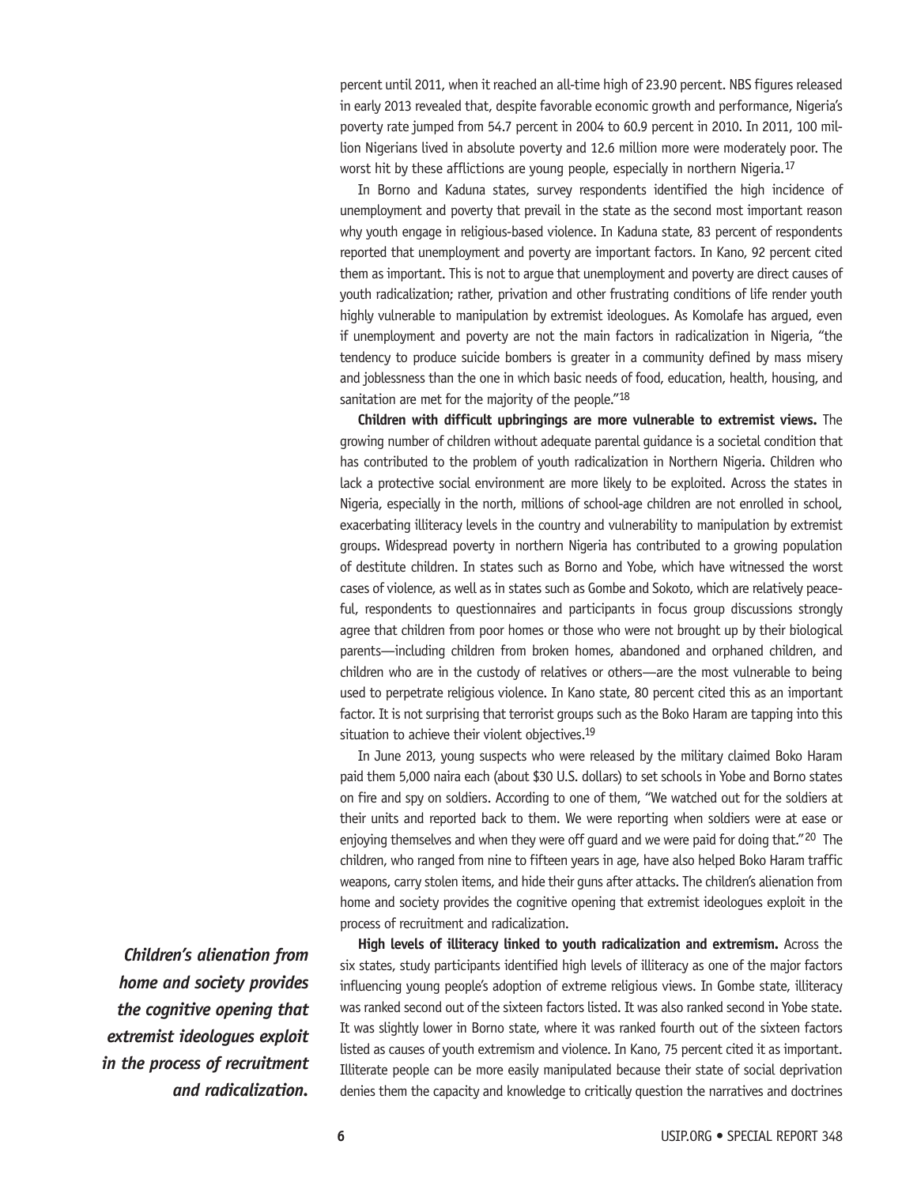percent until 2011, when it reached an all-time high of 23.90 percent. NBS figures released in early 2013 revealed that, despite favorable economic growth and performance, Nigeria's poverty rate jumped from 54.7 percent in 2004 to 60.9 percent in 2010. In 2011, 100 million Nigerians lived in absolute poverty and 12.6 million more were moderately poor. The worst hit by these afflictions are young people, especially in northern Nigeria.[17]

In Borno and Kaduna states, survey respondents identified the high incidence of unemployment and poverty that prevail in the state as the second most important reason why youth engage in religious-based violence. In Kaduna state, 83 percent of respondents reported that unemployment and poverty are important factors. In Kano, 92 percent cited them as important. This is not to argue that unemployment and poverty are direct causes of youth radicalization; rather, privation and other frustrating conditions of life render youth highly vulnerable to manipulation by extremist ideologues. As Komolafe has argued, even if unemployment and poverty are not the main factors in radicalization in Nigeria, "the tendency to produce suicide bombers is greater in a community defined by mass misery and joblessness than the one in which basic needs of food, education, health, housing, and sanitation are met for the majority of the people."[18]

**Children with difficult upbringings are more vulnerable to extremist views.** The growing number of children without adequate parental guidance is a societal condition that has contributed to the problem of youth radicalization in Northern Nigeria. Children who lack a protective social environment are more likely to be exploited. Across the states in Nigeria, especially in the north, millions of school-age children are not enrolled in school, exacerbating illiteracy levels in the country and vulnerability to manipulation by extremist groups. Widespread poverty in northern Nigeria has contributed to a growing population of destitute children. In states such as Borno and Yobe, which have witnessed the worst cases of violence, as well as in states such as Gombe and Sokoto, which are relatively peaceful, respondents to questionnaires and participants in focus group discussions strongly agree that children from poor homes or those who were not brought up by their biological parents—including children from broken homes, abandoned and orphaned children, and children who are in the custody of relatives or others—are the most vulnerable to being used to perpetrate religious violence. In Kano state, 80 percent cited this as an important factor. It is not surprising that terrorist groups such as the Boko Haram are tapping into this situation to achieve their violent objectives.[19]

In June 2013, young suspects who were released by the military claimed Boko Haram paid them 5,000 naira each (about $30 U.S. dollars) to set schools in Yobe and Borno states on fire and spy on soldiers. According to one of them, "We watched out for the soldiers at their units and reported back to them. We were reporting when soldiers were at ease or enjoying themselves and when they were off guard and we were paid for doing that."[20] The children, who ranged from nine to fifteen years in age, have also helped Boko Haram traffic weapons, carry stolen items, and hide their guns after attacks. The children's alienation from home and society provides the cognitive opening that extremist ideologues exploit in the process of recruitment and radicalization.

***Children's alienation from home and society provides the cognitive opening that extremist ideologues exploit in the process of recruitment and radicalization.***

**High levels of illiteracy linked to youth radicalization and extremism.** Across the six states, study participants identified high levels of illiteracy as one of the major factors influencing young people's adoption of extreme religious views. In Gombe state, illiteracy was ranked second out of the sixteen factors listed. It was also ranked second in Yobe state. It was slightly lower in Borno state, where it was ranked fourth out of the sixteen factors listed as causes of youth extremism and violence. In Kano, 75 percent cited it as important. Illiterate people can be more easily manipulated because their state of social deprivation denies them the capacity and knowledge to critically question the narratives and doctrines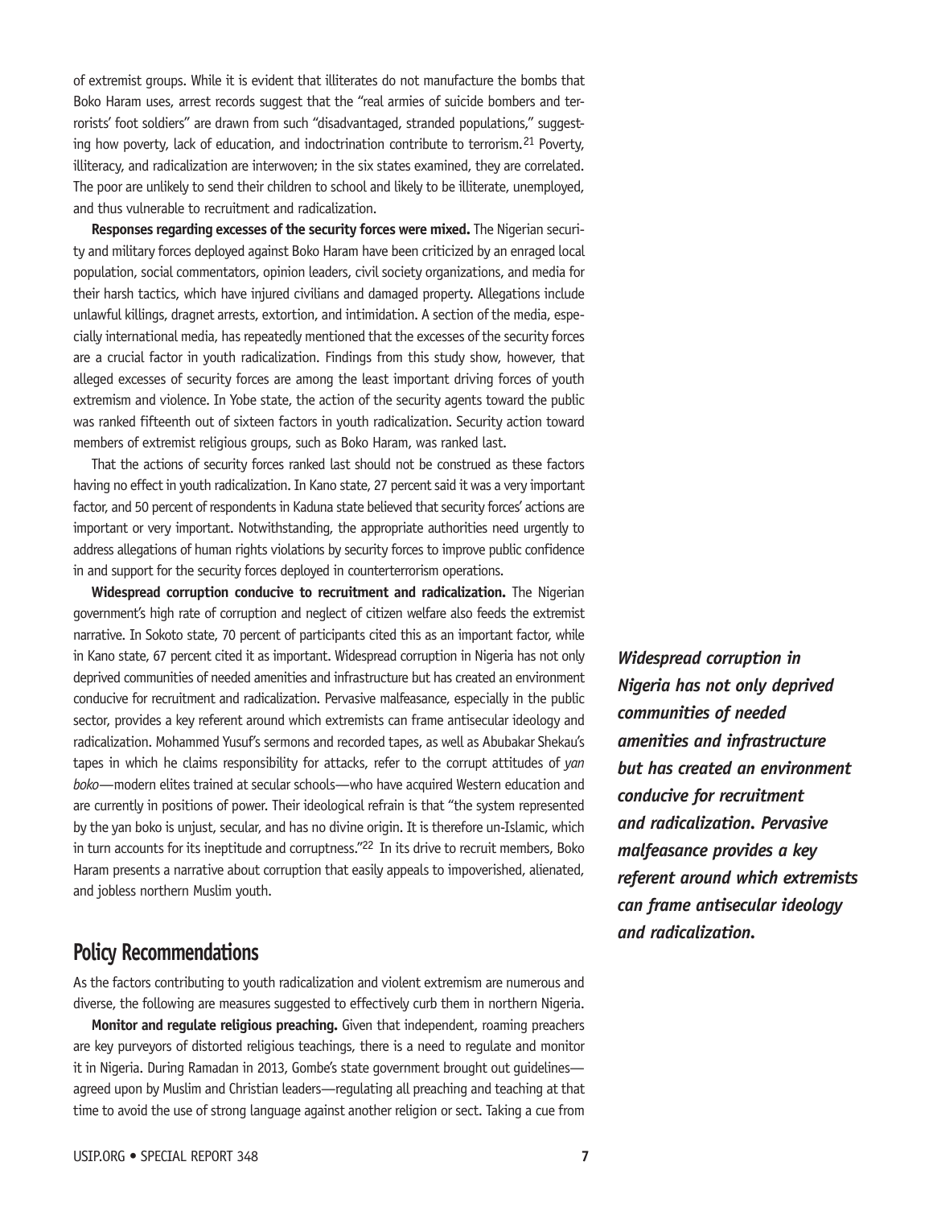of extremist groups. While it is evident that illiterates do not manufacture the bombs that Boko Haram uses, arrest records suggest that the "real armies of suicide bombers and terrorists' foot soldiers" are drawn from such "disadvantaged, stranded populations," suggesting how poverty, lack of education, and indoctrination contribute to terrorism.[21] Poverty, illiteracy, and radicalization are interwoven; in the six states examined, they are correlated. The poor are unlikely to send their children to school and likely to be illiterate, unemployed, and thus vulnerable to recruitment and radicalization.

**Responses regarding excesses of the security forces were mixed.** The Nigerian security and military forces deployed against Boko Haram have been criticized by an enraged local population, social commentators, opinion leaders, civil society organizations, and media for their harsh tactics, which have injured civilians and damaged property. Allegations include unlawful killings, dragnet arrests, extortion, and intimidation. A section of the media, especially international media, has repeatedly mentioned that the excesses of the security forces are a crucial factor in youth radicalization. Findings from this study show, however, that alleged excesses of security forces are among the least important driving forces of youth extremism and violence. In Yobe state, the action of the security agents toward the public was ranked fifteenth out of sixteen factors in youth radicalization. Security action toward members of extremist religious groups, such as Boko Haram, was ranked last.

That the actions of security forces ranked last should not be construed as these factors having no effect in youth radicalization. In Kano state, 27 percent said it was a very important factor, and 50 percent of respondents in Kaduna state believed that security forces' actions are important or very important. Notwithstanding, the appropriate authorities need urgently to address allegations of human rights violations by security forces to improve public confidence in and support for the security forces deployed in counterterrorism operations.

**Widespread corruption conducive to recruitment and radicalization.** The Nigerian government's high rate of corruption and neglect of citizen welfare also feeds the extremist narrative. In Sokoto state, 70 percent of participants cited this as an important factor, while in Kano state, 67 percent cited it as important. Widespread corruption in Nigeria has not only deprived communities of needed amenities and infrastructure but has created an environment conducive for recruitment and radicalization. Pervasive malfeasance, especially in the public sector, provides a key referent around which extremists can frame antisecular ideology and radicalization. Mohammed Yusuf's sermons and recorded tapes, as well as Abubakar Shekau's tapes in which he claims responsibility for attacks, refer to the corrupt attitudes of *yan boko*—modern elites trained at secular schools—who have acquired Western education and are currently in positions of power. Their ideological refrain is that "the system represented by the yan boko is unjust, secular, and has no divine origin. It is therefore un-Islamic, which in turn accounts for its ineptitude and corruptness."[22] In its drive to recruit members, Boko Haram presents a narrative about corruption that easily appeals to impoverished, alienated, and jobless northern Muslim youth.

***Widespread corruption in Nigeria has not only deprived communities of needed amenities and infrastructure but has created an environment conducive for recruitment and radicalization. Pervasive malfeasance provides a key referent around which extremists can frame antisecular ideology and radicalization.***

## Policy Recommendations

As the factors contributing to youth radicalization and violent extremism are numerous and diverse, the following are measures suggested to effectively curb them in northern Nigeria.

**Monitor and regulate religious preaching.** Given that independent, roaming preachers are key purveyors of distorted religious teachings, there is a need to regulate and monitor it in Nigeria. During Ramadan in 2013, Gombe's state government brought out guidelines—agreed upon by Muslim and Christian leaders—regulating all preaching and teaching at that time to avoid the use of strong language against another religion or sect. Taking a cue from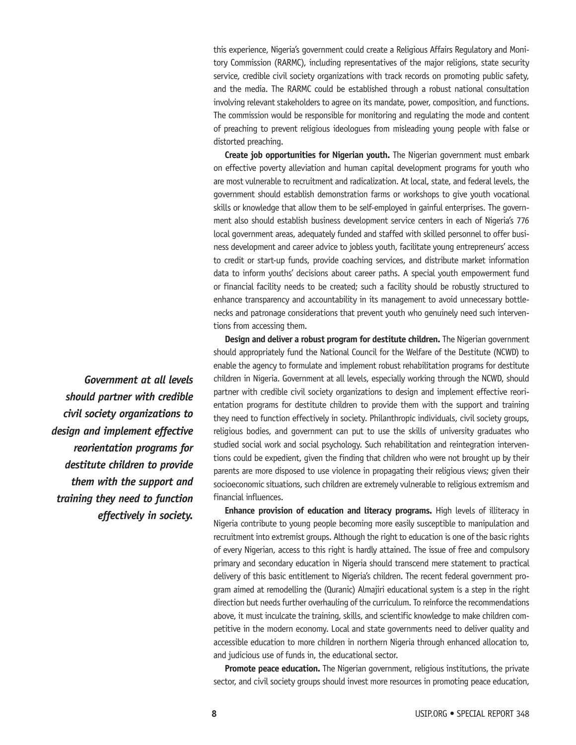this experience, Nigeria's government could create a Religious Affairs Regulatory and Monitory Commission (RARMC), including representatives of the major religions, state security service, credible civil society organizations with track records on promoting public safety, and the media. The RARMC could be established through a robust national consultation involving relevant stakeholders to agree on its mandate, power, composition, and functions. The commission would be responsible for monitoring and regulating the mode and content of preaching to prevent religious ideologues from misleading young people with false or distorted preaching.

**Create job opportunities for Nigerian youth.** The Nigerian government must embark on effective poverty alleviation and human capital development programs for youth who are most vulnerable to recruitment and radicalization. At local, state, and federal levels, the government should establish demonstration farms or workshops to give youth vocational skills or knowledge that allow them to be self-employed in gainful enterprises. The government also should establish business development service centers in each of Nigeria's 776 local government areas, adequately funded and staffed with skilled personnel to offer business development and career advice to jobless youth, facilitate young entrepreneurs' access to credit or start-up funds, provide coaching services, and distribute market information data to inform youths' decisions about career paths. A special youth empowerment fund or financial facility needs to be created; such a facility should be robustly structured to enhance transparency and accountability in its management to avoid unnecessary bottlenecks and patronage considerations that prevent youth who genuinely need such interventions from accessing them.

**Design and deliver a robust program for destitute children.** The Nigerian government should appropriately fund the National Council for the Welfare of the Destitute (NCWD) to enable the agency to formulate and implement robust rehabilitation programs for destitute children in Nigeria. Government at all levels, especially working through the NCWD, should partner with credible civil society organizations to design and implement effective reorientation programs for destitute children to provide them with the support and training they need to function effectively in society. Philanthropic individuals, civil society groups, religious bodies, and government can put to use the skills of university graduates who studied social work and social psychology. Such rehabilitation and reintegration interventions could be expedient, given the finding that children who were not brought up by their parents are more disposed to use violence in propagating their religious views; given their socioeconomic situations, such children are extremely vulnerable to religious extremism and financial influences.

***Government at all levels should partner with credible civil society organizations to design and implement effective reorientation programs for destitute children to provide them with the support and training they need to function effectively in society.***

**Enhance provision of education and literacy programs.** High levels of illiteracy in Nigeria contribute to young people becoming more easily susceptible to manipulation and recruitment into extremist groups. Although the right to education is one of the basic rights of every Nigerian, access to this right is hardly attained. The issue of free and compulsory primary and secondary education in Nigeria should transcend mere statement to practical delivery of this basic entitlement to Nigeria's children. The recent federal government program aimed at remodelling the (Quranic) Almajiri educational system is a step in the right direction but needs further overhauling of the curriculum. To reinforce the recommendations above, it must inculcate the training, skills, and scientific knowledge to make children competitive in the modern economy. Local and state governments need to deliver quality and accessible education to more children in northern Nigeria through enhanced allocation to, and judicious use of funds in, the educational sector.

**Promote peace education.** The Nigerian government, religious institutions, the private sector, and civil society groups should invest more resources in promoting peace education,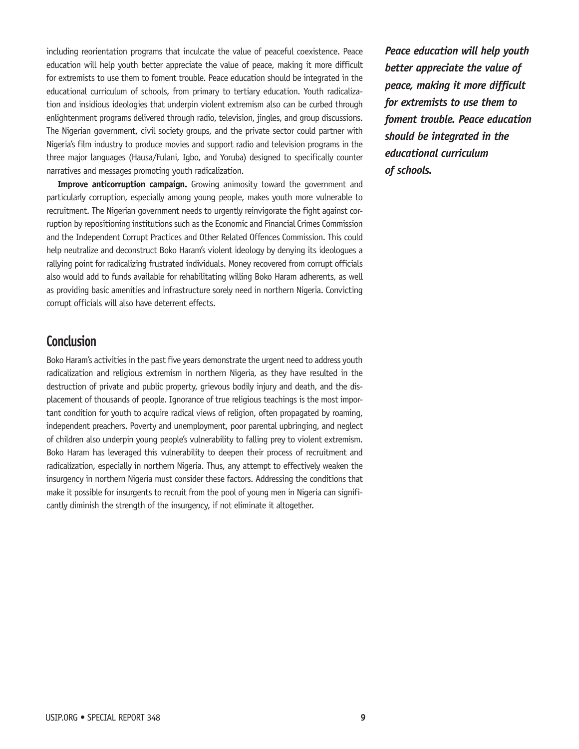including reorientation programs that inculcate the value of peaceful coexistence. Peace education will help youth better appreciate the value of peace, making it more difficult for extremists to use them to foment trouble. Peace education should be integrated in the educational curriculum of schools, from primary to tertiary education. Youth radicalization and insidious ideologies that underpin violent extremism also can be curbed through enlightenment programs delivered through radio, television, jingles, and group discussions. The Nigerian government, civil society groups, and the private sector could partner with Nigeria's film industry to produce movies and support radio and television programs in the three major languages (Hausa/Fulani, Igbo, and Yoruba) designed to specifically counter narratives and messages promoting youth radicalization.

***Peace education will help youth better appreciate the value of peace, making it more difficult for extremists to use them to foment trouble. Peace education should be integrated in the educational curriculum of schools.***

**Improve anticorruption campaign.** Growing animosity toward the government and particularly corruption, especially among young people, makes youth more vulnerable to recruitment. The Nigerian government needs to urgently reinvigorate the fight against corruption by repositioning institutions such as the Economic and Financial Crimes Commission and the Independent Corrupt Practices and Other Related Offences Commission. This could help neutralize and deconstruct Boko Haram's violent ideology by denying its ideologues a rallying point for radicalizing frustrated individuals. Money recovered from corrupt officials also would add to funds available for rehabilitating willing Boko Haram adherents, as well as providing basic amenities and infrastructure sorely need in northern Nigeria. Convicting corrupt officials will also have deterrent effects.

## Conclusion

Boko Haram's activities in the past five years demonstrate the urgent need to address youth radicalization and religious extremism in northern Nigeria, as they have resulted in the destruction of private and public property, grievous bodily injury and death, and the displacement of thousands of people. Ignorance of true religious teachings is the most important condition for youth to acquire radical views of religion, often propagated by roaming, independent preachers. Poverty and unemployment, poor parental upbringing, and neglect of children also underpin young people's vulnerability to falling prey to violent extremism. Boko Haram has leveraged this vulnerability to deepen their process of recruitment and radicalization, especially in northern Nigeria. Thus, any attempt to effectively weaken the insurgency in northern Nigeria must consider these factors. Addressing the conditions that make it possible for insurgents to recruit from the pool of young men in Nigeria can significantly diminish the strength of the insurgency, if not eliminate it altogether.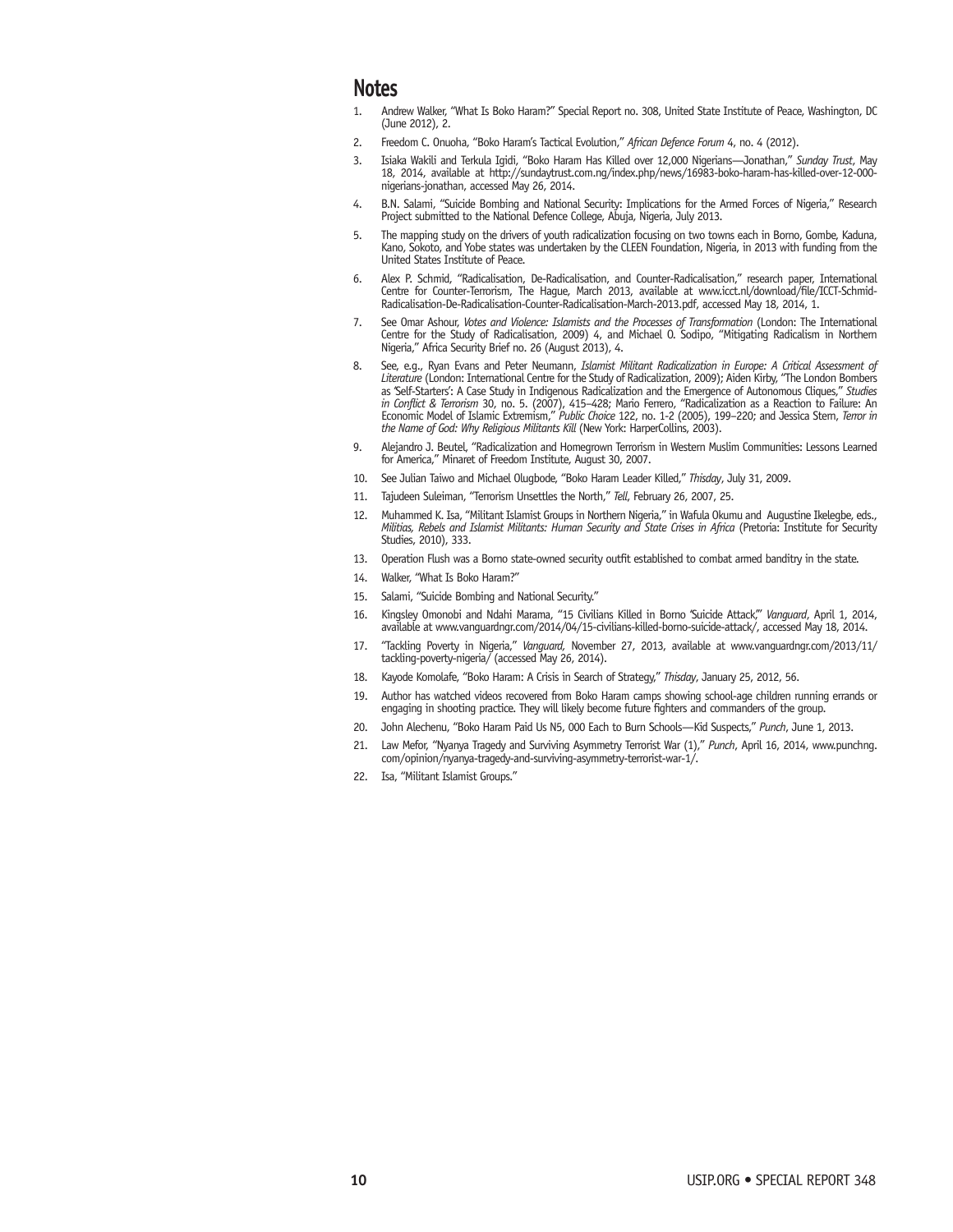## Notes

1. Andrew Walker, "What Is Boko Haram?" Special Report no. 308, United State Institute of Peace, Washington, DC (June 2012), 2.
2. Freedom C. Onuoha, "Boko Haram's Tactical Evolution," *African Defence Forum* 4, no. 4 (2012).
3. Isiaka Wakili and Terkula Igidi, "Boko Haram Has Killed over 12,000 Nigerians—Jonathan," *Sunday Trust*, May 18, 2014, available at http://sundaytrust.com.ng/index.php/news/16983-boko-haram-has-killed-over-12-000-nigerians-jonathan, accessed May 26, 2014.
4. B.N. Salami, "Suicide Bombing and National Security: Implications for the Armed Forces of Nigeria," Research Project submitted to the National Defence College, Abuja, Nigeria, July 2013.
5. The mapping study on the drivers of youth radicalization focusing on two towns each in Borno, Gombe, Kaduna, Kano, Sokoto, and Yobe states was undertaken by the CLEEN Foundation, Nigeria, in 2013 with funding from the United States Institute of Peace.
6. Alex P. Schmid, "Radicalisation, De-Radicalisation, and Counter-Radicalisation," research paper, International Centre for Counter-Terrorism, The Hague, March 2013, available at www.icct.nl/download/file/ICCT-Schmid-Radicalisation-De-Radicalisation-Counter-Radicalisation-March-2013.pdf, accessed May 18, 2014, 1.
7. See Omar Ashour, *Votes and Violence: Islamists and the Processes of Transformation* (London: The International Centre for the Study of Radicalisation, 2009) 4, and Michael O. Sodipo, "Mitigating Radicalism in Northern Nigeria," Africa Security Brief no. 26 (August 2013), 4.
8. See, e.g., Ryan Evans and Peter Neumann, *Islamist Militant Radicalization in Europe: A Critical Assessment of Literature* (London: International Centre for the Study of Radicalization, 2009); Aiden Kirby, "The London Bombers as 'Self-Starters': A Case Study in Indigenous Radicalization and the Emergence of Autonomous Cliques," *Studies in Conflict & Terrorism* 30, no. 5. (2007), 415–428; Mario Ferrero, "Radicalization as a Reaction to Failure: An Economic Model of Islamic Extremism," *Public Choice* 122, no. 1-2 (2005), 199–220; and Jessica Stern, *Terror in the Name of God: Why Religious Militants Kill* (New York: HarperCollins, 2003).
9. Alejandro J. Beutel, "Radicalization and Homegrown Terrorism in Western Muslim Communities: Lessons Learned for America," Minaret of Freedom Institute, August 30, 2007.
10. See Julian Taiwo and Michael Olugbode, "Boko Haram Leader Killed," *Thisday*, July 31, 2009.
11. Tajudeen Suleiman, "Terrorism Unsettles the North," *Tell*, February 26, 2007, 25.
12. Muhammed K. Isa, "Militant Islamist Groups in Northern Nigeria," in Wafula Okumu and Augustine Ikelegbe, eds., *Militias, Rebels and Islamist Militants: Human Security and State Crises in Africa* (Pretoria: Institute for Security Studies, 2010), 333.
13. Operation Flush was a Borno state-owned security outfit established to combat armed banditry in the state.
14. Walker, "What Is Boko Haram?"
15. Salami, "Suicide Bombing and National Security."
16. Kingsley Omonobi and Ndahi Marama, "15 Civilians Killed in Borno 'Suicide Attack,'" *Vanguard*, April 1, 2014, available at www.vanguardngr.com/2014/04/15-civilians-killed-borno-suicide-attack/, accessed May 18, 2014.
17. "Tackling Poverty in Nigeria," *Vanguard*, November 27, 2013, available at www.vanguardngr.com/2013/11/tackling-poverty-nigeria/ (accessed May 26, 2014).
18. Kayode Komolafe, "Boko Haram: A Crisis in Search of Strategy," *Thisday*, January 25, 2012, 56.
19. Author has watched videos recovered from Boko Haram camps showing school-age children running errands or engaging in shooting practice. They will likely become future fighters and commanders of the group.
20. John Alechenu, "Boko Haram Paid Us N5, 000 Each to Burn Schools—Kid Suspects," *Punch*, June 1, 2013.
21. Law Mefor, "Nyanya Tragedy and Surviving Asymmetry Terrorist War (1)," *Punch*, April 16, 2014, www.punchng.com/opinion/nyanya-tragedy-and-surviving-asymmetry-terrorist-war-1/.
22. Isa, "Militant Islamist Groups."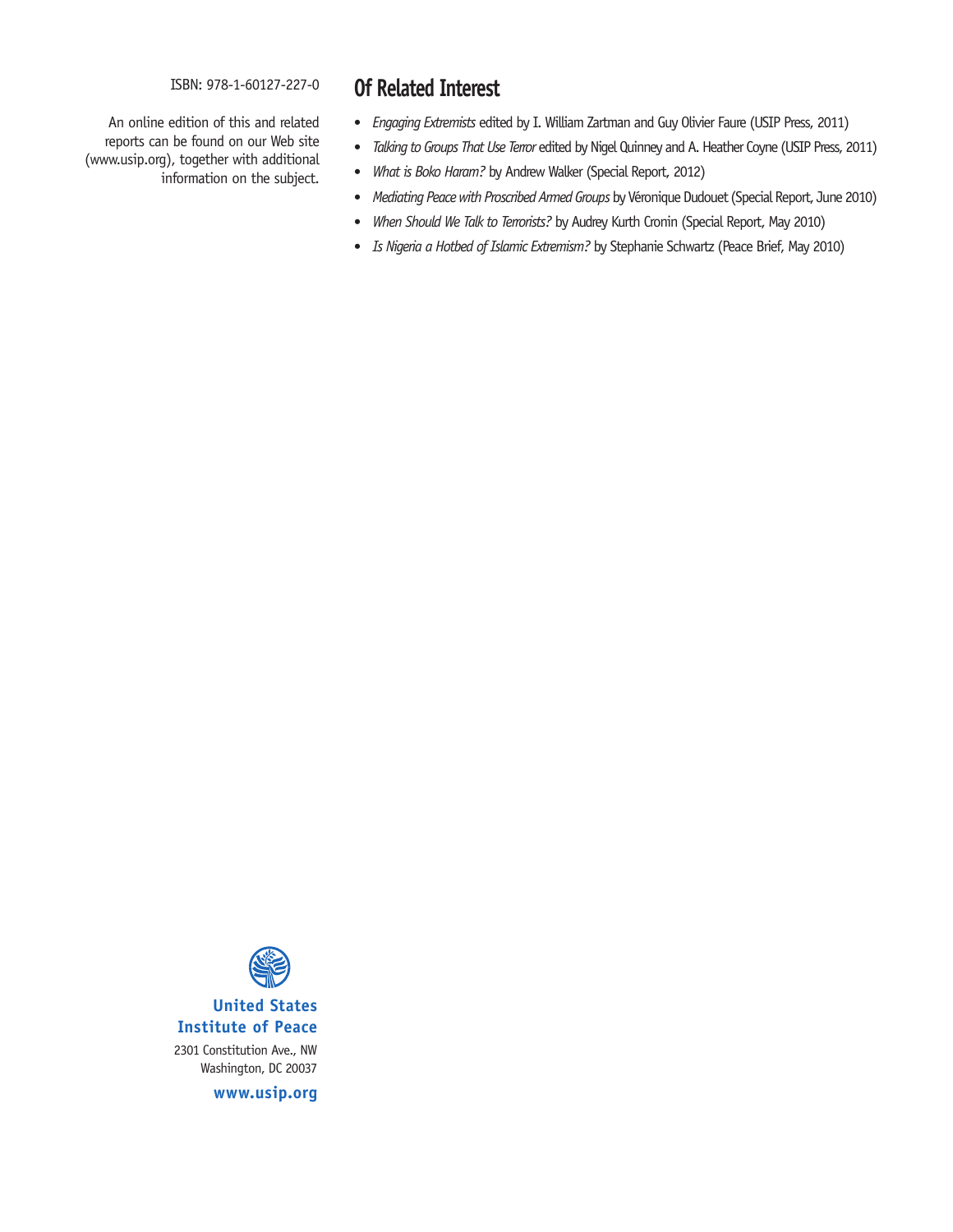ISBN: 978-1-60127-227-0

An online edition of this and related reports can be found on our Web site (www.usip.org), together with additional information on the subject.

## Of Related Interest

- *Engaging Extremists* edited by I. William Zartman and Guy Olivier Faure (USIP Press, 2011)
- *Talking to Groups That Use Terror* edited by Nigel Quinney and A. Heather Coyne (USIP Press, 2011)
- *What is Boko Haram?* by Andrew Walker (Special Report, 2012)
- *Mediating Peace with Proscribed Armed Groups* by Véronique Dudouet (Special Report, June 2010)
- *When Should We Talk to Terrorists?* by Audrey Kurth Cronin (Special Report, May 2010)
- *Is Nigeria a Hotbed of Islamic Extremism?* by Stephanie Schwartz (Peace Brief, May 2010)

**United States Institute of Peace**

2301 Constitution Ave., NW
Washington, DC 20037

**www.usip.org**